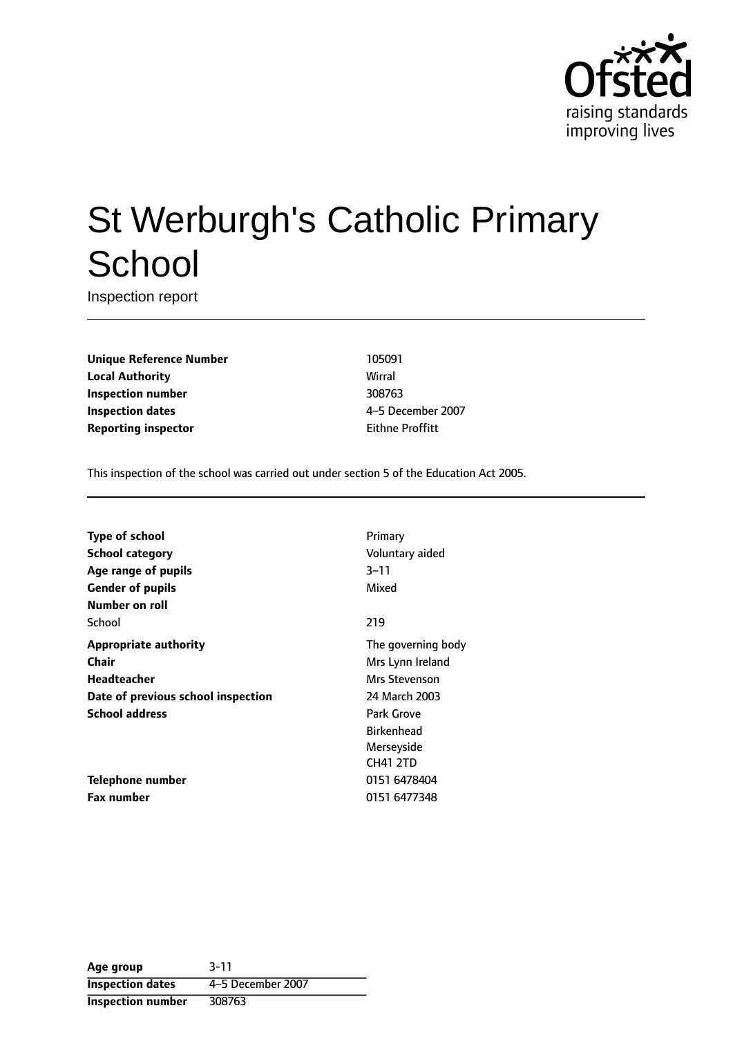Ofsted
raising standards
improving lives

# St Werburgh's Catholic Primary School

Inspection report

| | |
|---|---|
| **Unique Reference Number** | 105091 |
| **Local Authority** | Wirral |
| **Inspection number** | 308763 |
| **Inspection dates** | 4–5 December 2007 |
| **Reporting inspector** | Eithne Proffitt |

This inspection of the school was carried out under section 5 of the Education Act 2005.

| | |
|---|---|
| **Type of school** | Primary |
| **School category** | Voluntary aided |
| **Age range of pupils** | 3–11 |
| **Gender of pupils** | Mixed |
| **Number on roll** | |
| School | 219 |
| **Appropriate authority** | The governing body |
| **Chair** | Mrs Lynn Ireland |
| **Headteacher** | Mrs Stevenson |
| **Date of previous school inspection** | 24 March 2003 |
| **School address** | Park Grove<br>Birkenhead<br>Merseyside<br>CH41 2TD |
| **Telephone number** | 0151 6478404 |
| **Fax number** | 0151 6477348 |

| | |
|---|---|
| **Age group** | 3-11 |
| **Inspection dates** | 4–5 December 2007 |
| **Inspection number** | 308763 |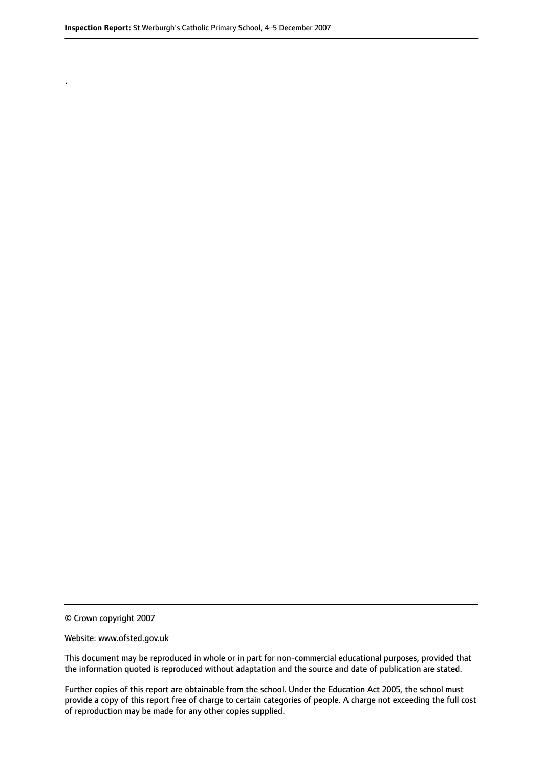.

© Crown copyright 2007

Website: www.ofsted.gov.uk

This document may be reproduced in whole or in part for non-commercial educational purposes, provided that the information quoted is reproduced without adaptation and the source and date of publication are stated.

Further copies of this report are obtainable from the school. Under the Education Act 2005, the school must provide a copy of this report free of charge to certain categories of people. A charge not exceeding the full cost of reproduction may be made for any other copies supplied.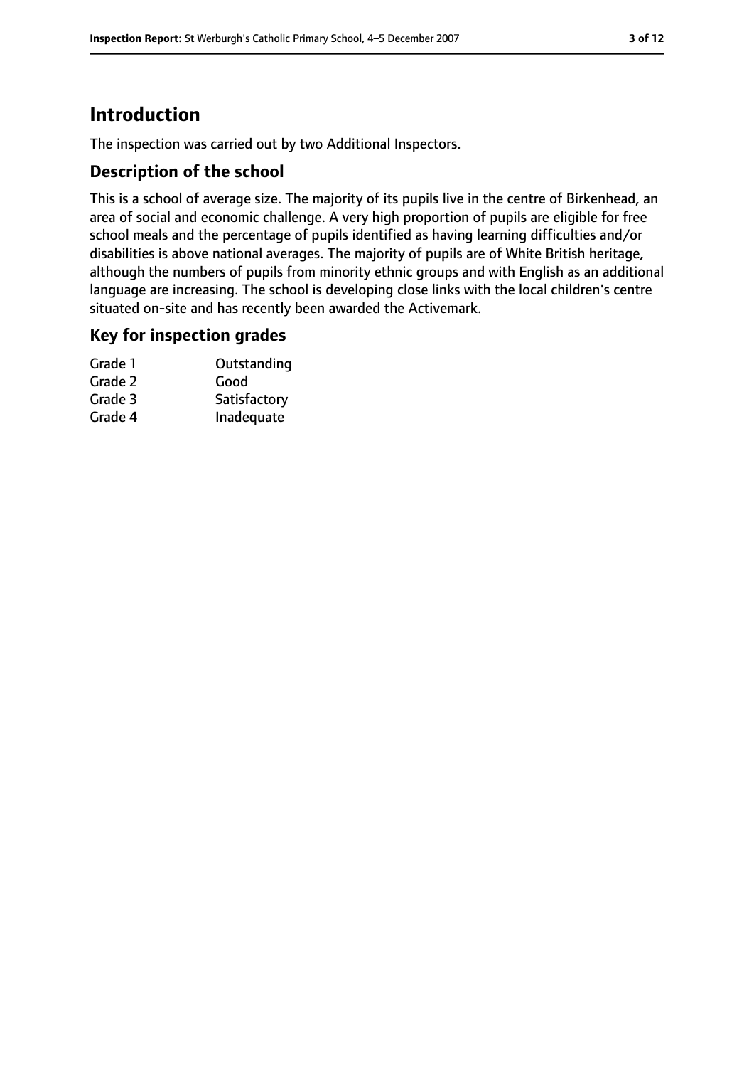# Introduction

The inspection was carried out by two Additional Inspectors.

## Description of the school

This is a school of average size. The majority of its pupils live in the centre of Birkenhead, an area of social and economic challenge. A very high proportion of pupils are eligible for free school meals and the percentage of pupils identified as having learning difficulties and/or disabilities is above national averages. The majority of pupils are of White British heritage, although the numbers of pupils from minority ethnic groups and with English as an additional language are increasing. The school is developing close links with the local children's centre situated on-site and has recently been awarded the Activemark.

## Key for inspection grades

| | |
|---|---|
| Grade 1 | Outstanding |
| Grade 2 | Good |
| Grade 3 | Satisfactory |
| Grade 4 | Inadequate |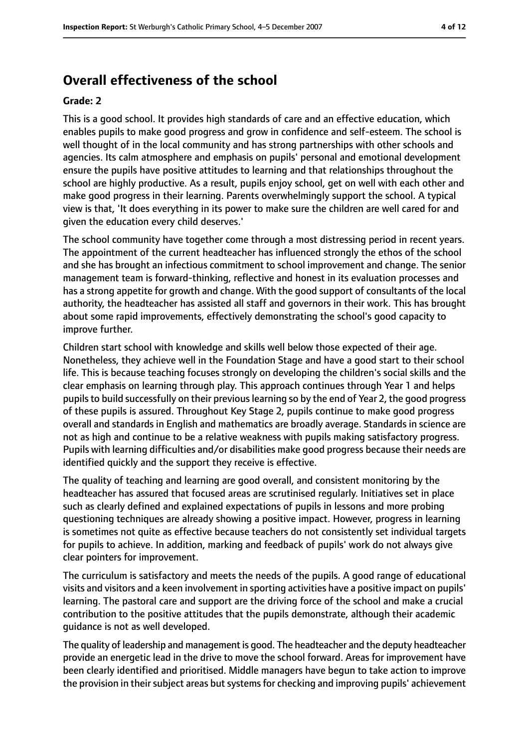## Overall effectiveness of the school

**Grade: 2**

This is a good school. It provides high standards of care and an effective education, which enables pupils to make good progress and grow in confidence and self-esteem. The school is well thought of in the local community and has strong partnerships with other schools and agencies. Its calm atmosphere and emphasis on pupils' personal and emotional development ensure the pupils have positive attitudes to learning and that relationships throughout the school are highly productive. As a result, pupils enjoy school, get on well with each other and make good progress in their learning. Parents overwhelmingly support the school. A typical view is that, 'It does everything in its power to make sure the children are well cared for and given the education every child deserves.'

The school community have together come through a most distressing period in recent years. The appointment of the current headteacher has influenced strongly the ethos of the school and she has brought an infectious commitment to school improvement and change. The senior management team is forward-thinking, reflective and honest in its evaluation processes and has a strong appetite for growth and change. With the good support of consultants of the local authority, the headteacher has assisted all staff and governors in their work. This has brought about some rapid improvements, effectively demonstrating the school's good capacity to improve further.

Children start school with knowledge and skills well below those expected of their age. Nonetheless, they achieve well in the Foundation Stage and have a good start to their school life. This is because teaching focuses strongly on developing the children's social skills and the clear emphasis on learning through play. This approach continues through Year 1 and helps pupils to build successfully on their previous learning so by the end of Year 2, the good progress of these pupils is assured. Throughout Key Stage 2, pupils continue to make good progress overall and standards in English and mathematics are broadly average. Standards in science are not as high and continue to be a relative weakness with pupils making satisfactory progress. Pupils with learning difficulties and/or disabilities make good progress because their needs are identified quickly and the support they receive is effective.

The quality of teaching and learning are good overall, and consistent monitoring by the headteacher has assured that focused areas are scrutinised regularly. Initiatives set in place such as clearly defined and explained expectations of pupils in lessons and more probing questioning techniques are already showing a positive impact. However, progress in learning is sometimes not quite as effective because teachers do not consistently set individual targets for pupils to achieve. In addition, marking and feedback of pupils' work do not always give clear pointers for improvement.

The curriculum is satisfactory and meets the needs of the pupils. A good range of educational visits and visitors and a keen involvement in sporting activities have a positive impact on pupils' learning. The pastoral care and support are the driving force of the school and make a crucial contribution to the positive attitudes that the pupils demonstrate, although their academic guidance is not as well developed.

The quality of leadership and management is good. The headteacher and the deputy headteacher provide an energetic lead in the drive to move the school forward. Areas for improvement have been clearly identified and prioritised. Middle managers have begun to take action to improve the provision in their subject areas but systems for checking and improving pupils' achievement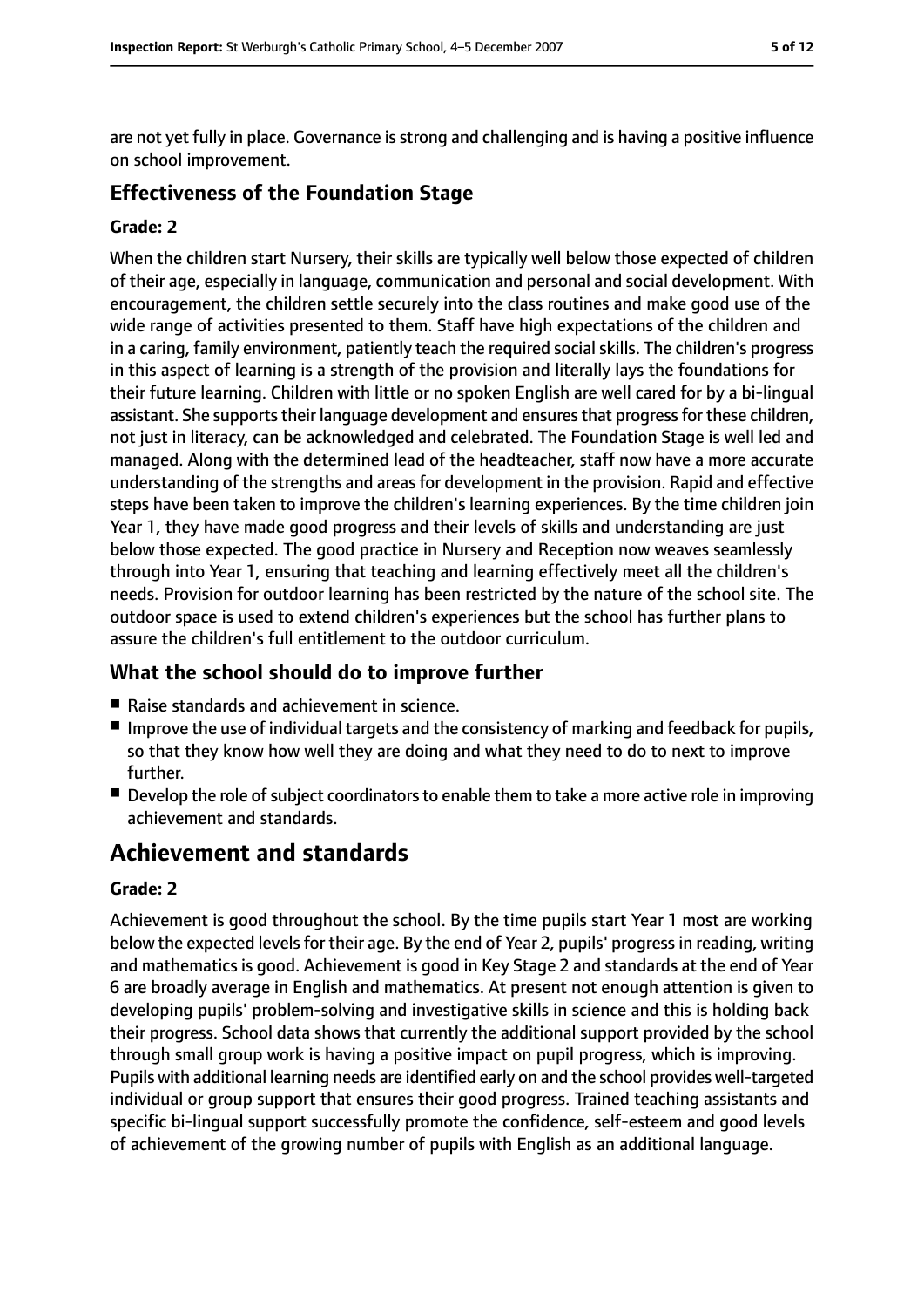are not yet fully in place. Governance is strong and challenging and is having a positive influence on school improvement.

### Effectiveness of the Foundation Stage

#### Grade: 2

When the children start Nursery, their skills are typically well below those expected of children of their age, especially in language, communication and personal and social development. With encouragement, the children settle securely into the class routines and make good use of the wide range of activities presented to them. Staff have high expectations of the children and in a caring, family environment, patiently teach the required social skills. The children's progress in this aspect of learning is a strength of the provision and literally lays the foundations for their future learning. Children with little or no spoken English are well cared for by a bi-lingual assistant. She supports their language development and ensures that progress for these children, not just in literacy, can be acknowledged and celebrated. The Foundation Stage is well led and managed. Along with the determined lead of the headteacher, staff now have a more accurate understanding of the strengths and areas for development in the provision. Rapid and effective steps have been taken to improve the children's learning experiences. By the time children join Year 1, they have made good progress and their levels of skills and understanding are just below those expected. The good practice in Nursery and Reception now weaves seamlessly through into Year 1, ensuring that teaching and learning effectively meet all the children's needs. Provision for outdoor learning has been restricted by the nature of the school site. The outdoor space is used to extend children's experiences but the school has further plans to assure the children's full entitlement to the outdoor curriculum.

### What the school should do to improve further

- Raise standards and achievement in science.
- Improve the use of individual targets and the consistency of marking and feedback for pupils, so that they know how well they are doing and what they need to do to next to improve further.
- Develop the role of subject coordinators to enable them to take a more active role in improving achievement and standards.

## Achievement and standards

#### Grade: 2

Achievement is good throughout the school. By the time pupils start Year 1 most are working below the expected levels for their age. By the end of Year 2, pupils' progress in reading, writing and mathematics is good. Achievement is good in Key Stage 2 and standards at the end of Year 6 are broadly average in English and mathematics. At present not enough attention is given to developing pupils' problem-solving and investigative skills in science and this is holding back their progress. School data shows that currently the additional support provided by the school through small group work is having a positive impact on pupil progress, which is improving. Pupils with additional learning needs are identified early on and the school provides well-targeted individual or group support that ensures their good progress. Trained teaching assistants and specific bi-lingual support successfully promote the confidence, self-esteem and good levels of achievement of the growing number of pupils with English as an additional language.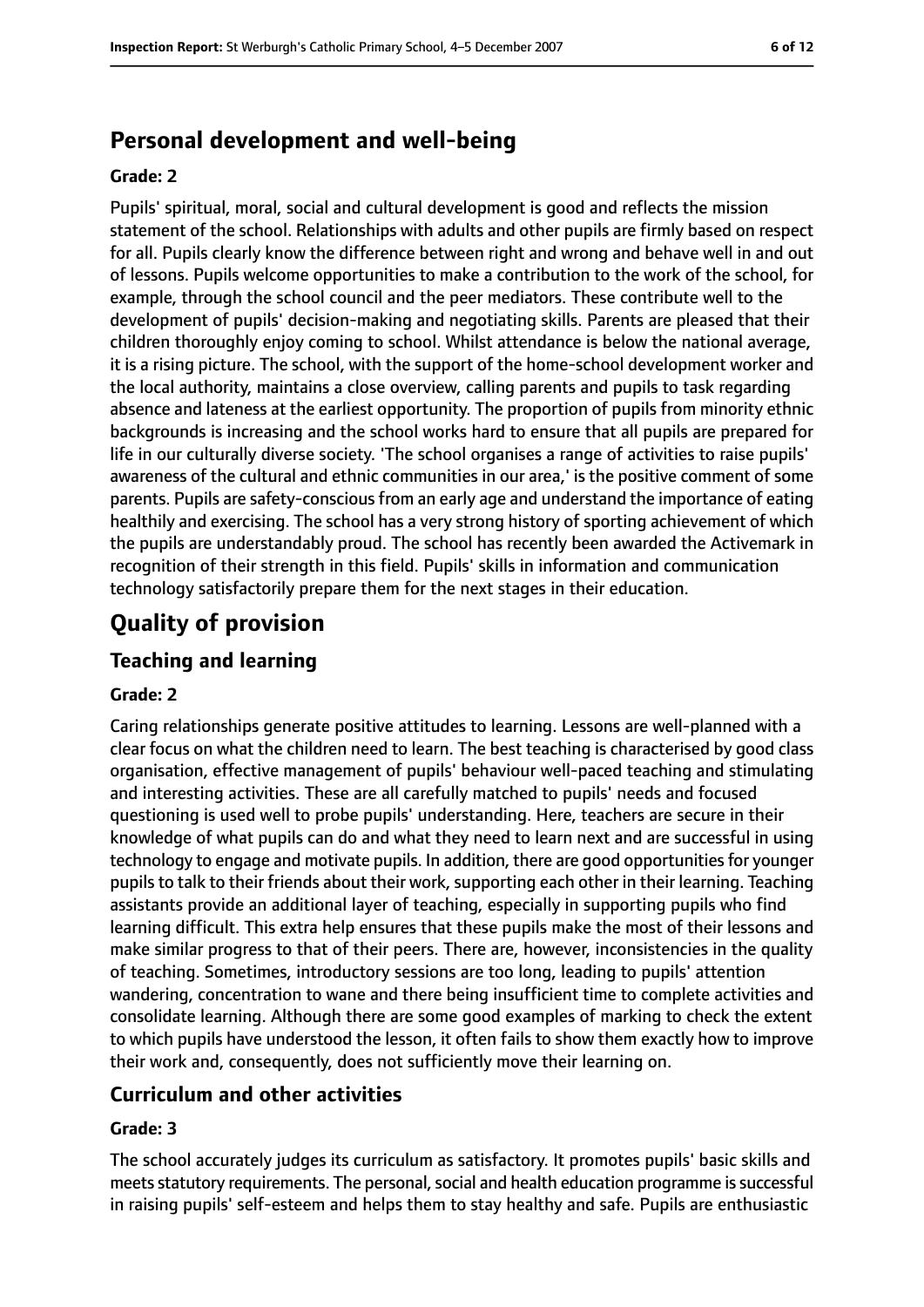## Personal development and well-being

**Grade: 2**

Pupils' spiritual, moral, social and cultural development is good and reflects the mission statement of the school. Relationships with adults and other pupils are firmly based on respect for all. Pupils clearly know the difference between right and wrong and behave well in and out of lessons. Pupils welcome opportunities to make a contribution to the work of the school, for example, through the school council and the peer mediators. These contribute well to the development of pupils' decision-making and negotiating skills. Parents are pleased that their children thoroughly enjoy coming to school. Whilst attendance is below the national average, it is a rising picture. The school, with the support of the home-school development worker and the local authority, maintains a close overview, calling parents and pupils to task regarding absence and lateness at the earliest opportunity. The proportion of pupils from minority ethnic backgrounds is increasing and the school works hard to ensure that all pupils are prepared for life in our culturally diverse society. 'The school organises a range of activities to raise pupils' awareness of the cultural and ethnic communities in our area,' is the positive comment of some parents. Pupils are safety-conscious from an early age and understand the importance of eating healthily and exercising. The school has a very strong history of sporting achievement of which the pupils are understandably proud. The school has recently been awarded the Activemark in recognition of their strength in this field. Pupils' skills in information and communication technology satisfactorily prepare them for the next stages in their education.

# Quality of provision

## Teaching and learning

**Grade: 2**

Caring relationships generate positive attitudes to learning. Lessons are well-planned with a clear focus on what the children need to learn. The best teaching is characterised by good class organisation, effective management of pupils' behaviour well-paced teaching and stimulating and interesting activities. These are all carefully matched to pupils' needs and focused questioning is used well to probe pupils' understanding. Here, teachers are secure in their knowledge of what pupils can do and what they need to learn next and are successful in using technology to engage and motivate pupils. In addition, there are good opportunities for younger pupils to talk to their friends about their work, supporting each other in their learning. Teaching assistants provide an additional layer of teaching, especially in supporting pupils who find learning difficult. This extra help ensures that these pupils make the most of their lessons and make similar progress to that of their peers. There are, however, inconsistencies in the quality of teaching. Sometimes, introductory sessions are too long, leading to pupils' attention wandering, concentration to wane and there being insufficient time to complete activities and consolidate learning. Although there are some good examples of marking to check the extent to which pupils have understood the lesson, it often fails to show them exactly how to improve their work and, consequently, does not sufficiently move their learning on.

## Curriculum and other activities

**Grade: 3**

The school accurately judges its curriculum as satisfactory. It promotes pupils' basic skills and meets statutory requirements. The personal, social and health education programme is successful in raising pupils' self-esteem and helps them to stay healthy and safe. Pupils are enthusiastic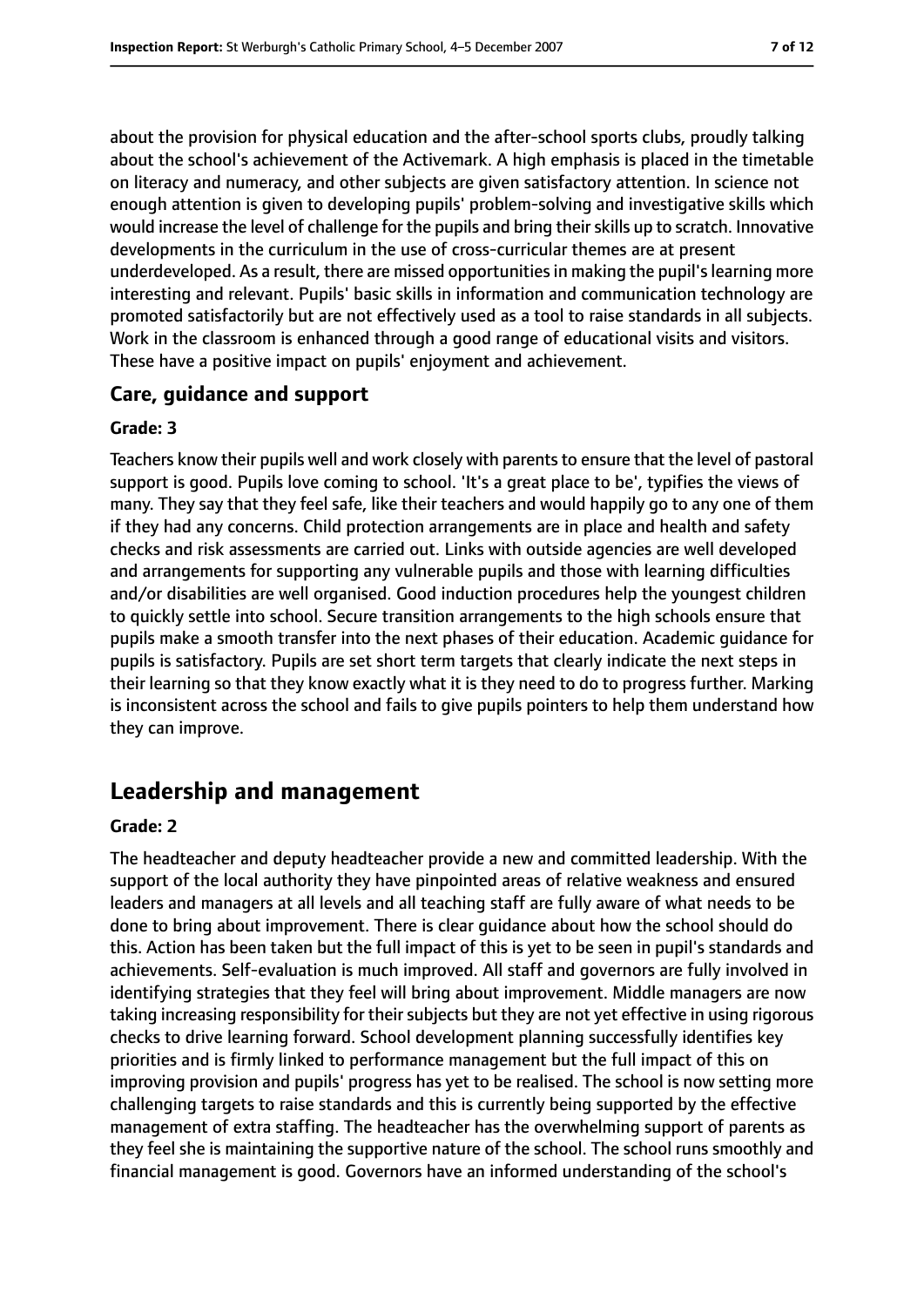about the provision for physical education and the after-school sports clubs, proudly talking about the school's achievement of the Activemark. A high emphasis is placed in the timetable on literacy and numeracy, and other subjects are given satisfactory attention. In science not enough attention is given to developing pupils' problem-solving and investigative skills which would increase the level of challenge for the pupils and bring their skills up to scratch. Innovative developments in the curriculum in the use of cross-curricular themes are at present underdeveloped. As a result, there are missed opportunities in making the pupil's learning more interesting and relevant. Pupils' basic skills in information and communication technology are promoted satisfactorily but are not effectively used as a tool to raise standards in all subjects. Work in the classroom is enhanced through a good range of educational visits and visitors. These have a positive impact on pupils' enjoyment and achievement.

### Care, guidance and support

#### Grade: 3

Teachers know their pupils well and work closely with parents to ensure that the level of pastoral support is good. Pupils love coming to school. 'It's a great place to be', typifies the views of many. They say that they feel safe, like their teachers and would happily go to any one of them if they had any concerns. Child protection arrangements are in place and health and safety checks and risk assessments are carried out. Links with outside agencies are well developed and arrangements for supporting any vulnerable pupils and those with learning difficulties and/or disabilities are well organised. Good induction procedures help the youngest children to quickly settle into school. Secure transition arrangements to the high schools ensure that pupils make a smooth transfer into the next phases of their education. Academic guidance for pupils is satisfactory. Pupils are set short term targets that clearly indicate the next steps in their learning so that they know exactly what it is they need to do to progress further. Marking is inconsistent across the school and fails to give pupils pointers to help them understand how they can improve.

## Leadership and management

#### Grade: 2

The headteacher and deputy headteacher provide a new and committed leadership. With the support of the local authority they have pinpointed areas of relative weakness and ensured leaders and managers at all levels and all teaching staff are fully aware of what needs to be done to bring about improvement. There is clear guidance about how the school should do this. Action has been taken but the full impact of this is yet to be seen in pupil's standards and achievements. Self-evaluation is much improved. All staff and governors are fully involved in identifying strategies that they feel will bring about improvement. Middle managers are now taking increasing responsibility for their subjects but they are not yet effective in using rigorous checks to drive learning forward. School development planning successfully identifies key priorities and is firmly linked to performance management but the full impact of this on improving provision and pupils' progress has yet to be realised. The school is now setting more challenging targets to raise standards and this is currently being supported by the effective management of extra staffing. The headteacher has the overwhelming support of parents as they feel she is maintaining the supportive nature of the school. The school runs smoothly and financial management is good. Governors have an informed understanding of the school's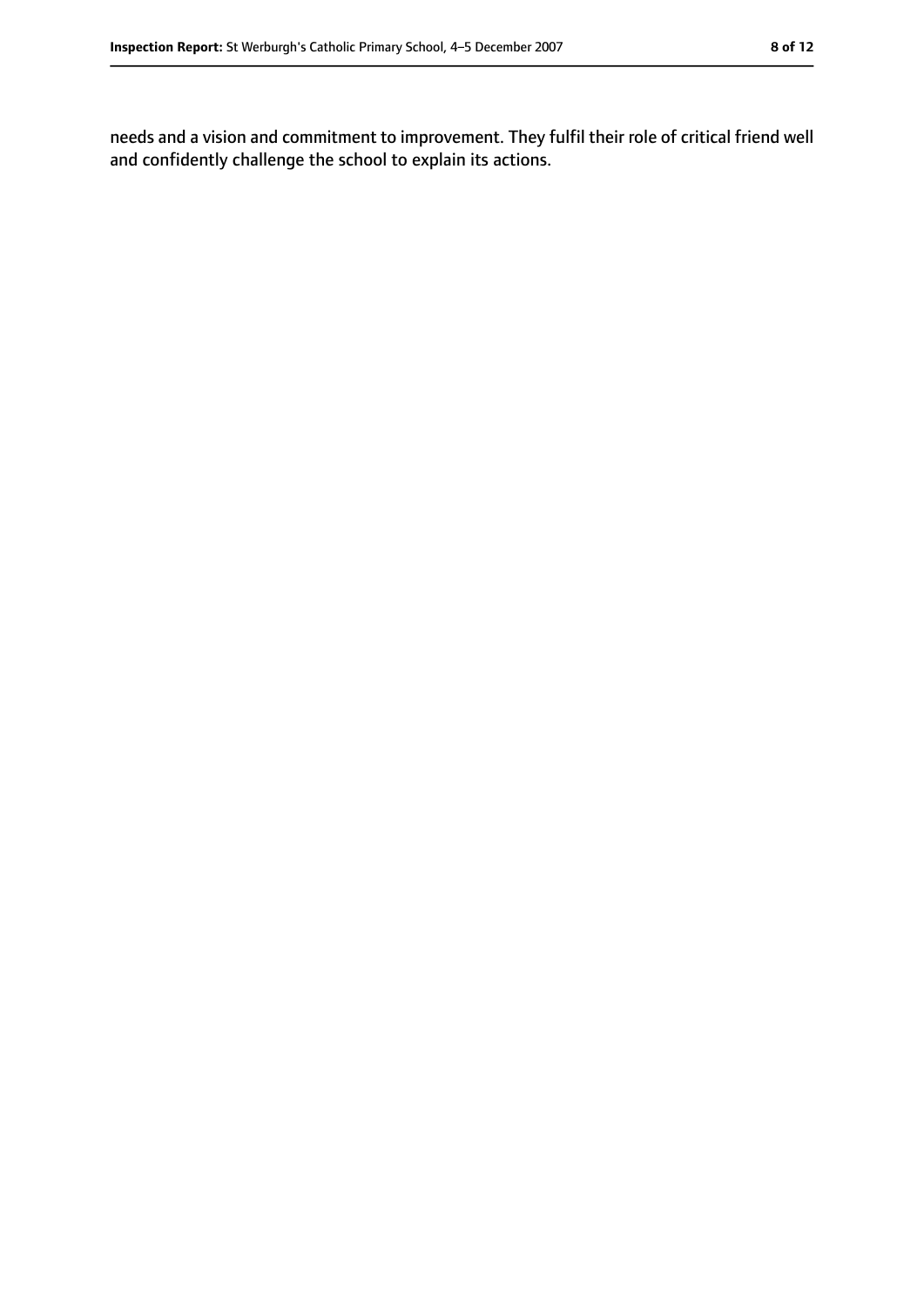needs and a vision and commitment to improvement. They fulfil their role of critical friend well and confidently challenge the school to explain its actions.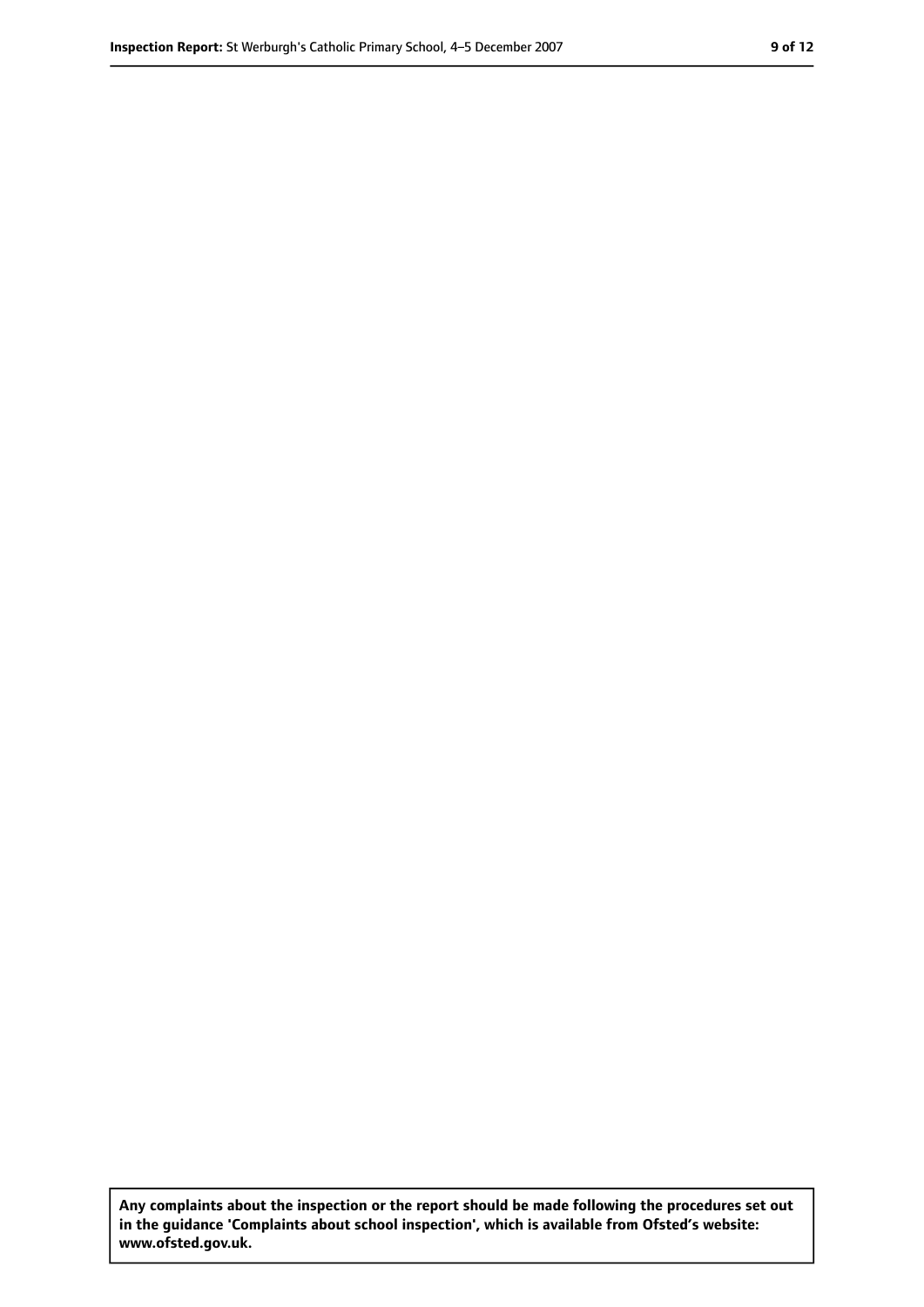**Any complaints about the inspection or the report should be made following the procedures set out in the guidance 'Complaints about school inspection', which is available from Ofsted's website: www.ofsted.gov.uk.**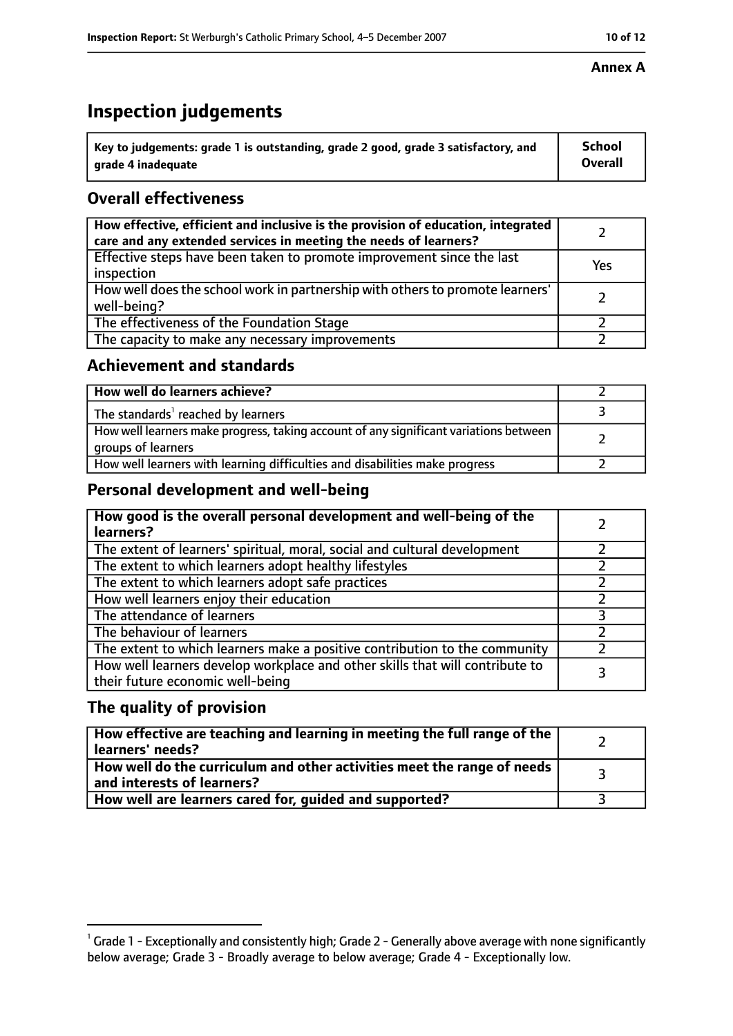**Annex A**

# Inspection judgements

| Key to judgements: grade 1 is outstanding, grade 2 good, grade 3 satisfactory, and grade 4 inadequate | School Overall |
|---|---|

## Overall effectiveness

| | |
|---|---|
| **How effective, efficient and inclusive is the provision of education, integrated care and any extended services in meeting the needs of learners?** | 2 |
| Effective steps have been taken to promote improvement since the last inspection | Yes |
| How well does the school work in partnership with others to promote learners' well-being? | 2 |
| The effectiveness of the Foundation Stage | 2 |
| The capacity to make any necessary improvements | 2 |

## Achievement and standards

| | |
|---|---|
| **How well do learners achieve?** | 2 |
| The standards[1] reached by learners | 3 |
| How well learners make progress, taking account of any significant variations between groups of learners | 2 |
| How well learners with learning difficulties and disabilities make progress | 2 |

## Personal development and well-being

| | |
|---|---|
| **How good is the overall personal development and well-being of the learners?** | 2 |
| The extent of learners' spiritual, moral, social and cultural development | 2 |
| The extent to which learners adopt healthy lifestyles | 2 |
| The extent to which learners adopt safe practices | 2 |
| How well learners enjoy their education | 2 |
| The attendance of learners | 3 |
| The behaviour of learners | 2 |
| The extent to which learners make a positive contribution to the community | 2 |
| How well learners develop workplace and other skills that will contribute to their future economic well-being | 3 |

## The quality of provision

| | |
|---|---|
| **How effective are teaching and learning in meeting the full range of the learners' needs?** | 2 |
| **How well do the curriculum and other activities meet the range of needs and interests of learners?** | 3 |
| **How well are learners cared for, guided and supported?** | 3 |

[1] Grade 1 - Exceptionally and consistently high; Grade 2 - Generally above average with none significantly below average; Grade 3 - Broadly average to below average; Grade 4 - Exceptionally low.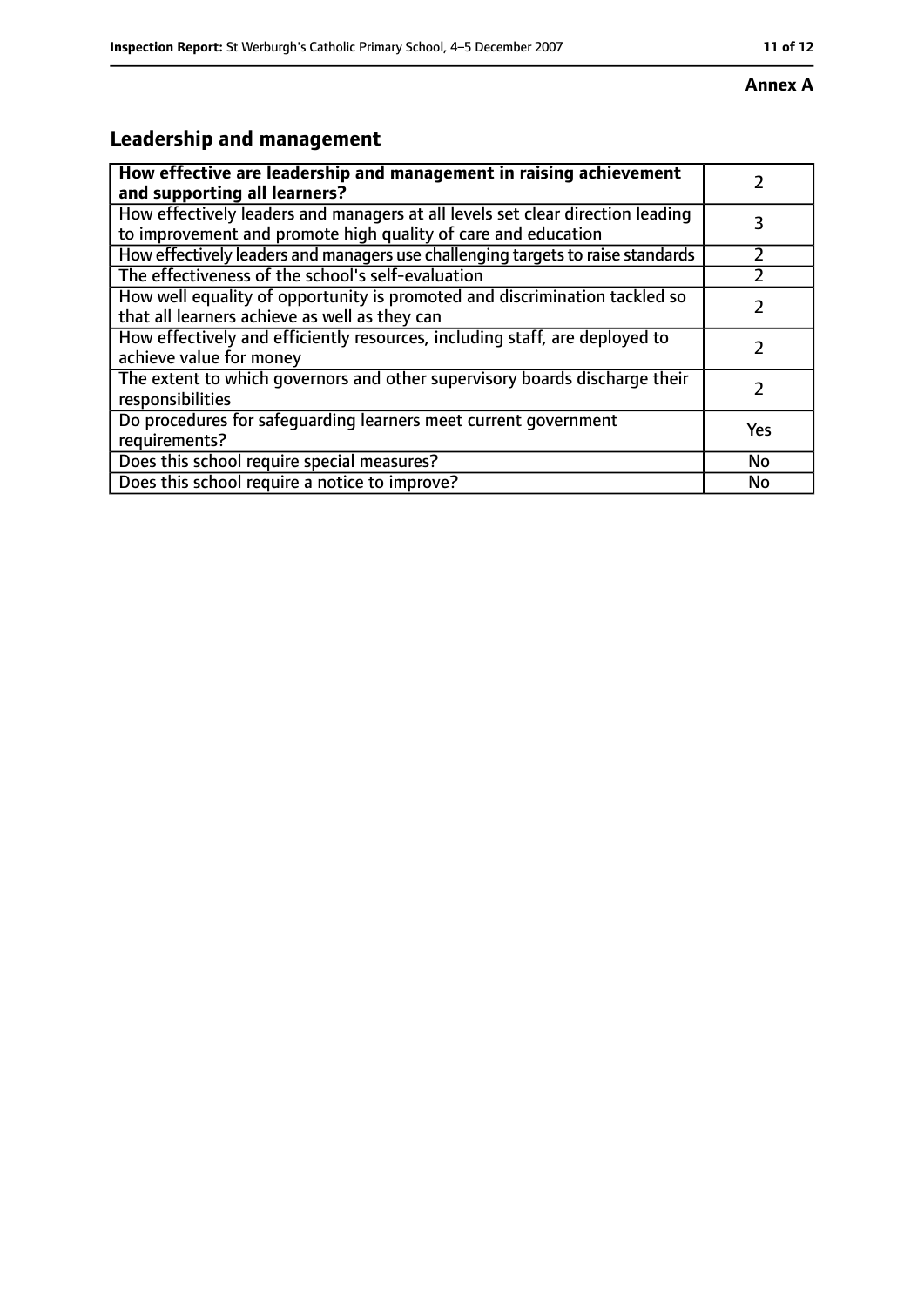**Annex A**

## Leadership and management

| **How effective are leadership and management in raising achievement and supporting all learners?** | 2 |
|---|---|
| How effectively leaders and managers at all levels set clear direction leading to improvement and promote high quality of care and education | 3 |
| How effectively leaders and managers use challenging targets to raise standards | 2 |
| The effectiveness of the school's self-evaluation | 2 |
| How well equality of opportunity is promoted and discrimination tackled so that all learners achieve as well as they can | 2 |
| How effectively and efficiently resources, including staff, are deployed to achieve value for money | 2 |
| The extent to which governors and other supervisory boards discharge their responsibilities | 2 |
| Do procedures for safeguarding learners meet current government requirements? | Yes |
| Does this school require special measures? | No |
| Does this school require a notice to improve? | No |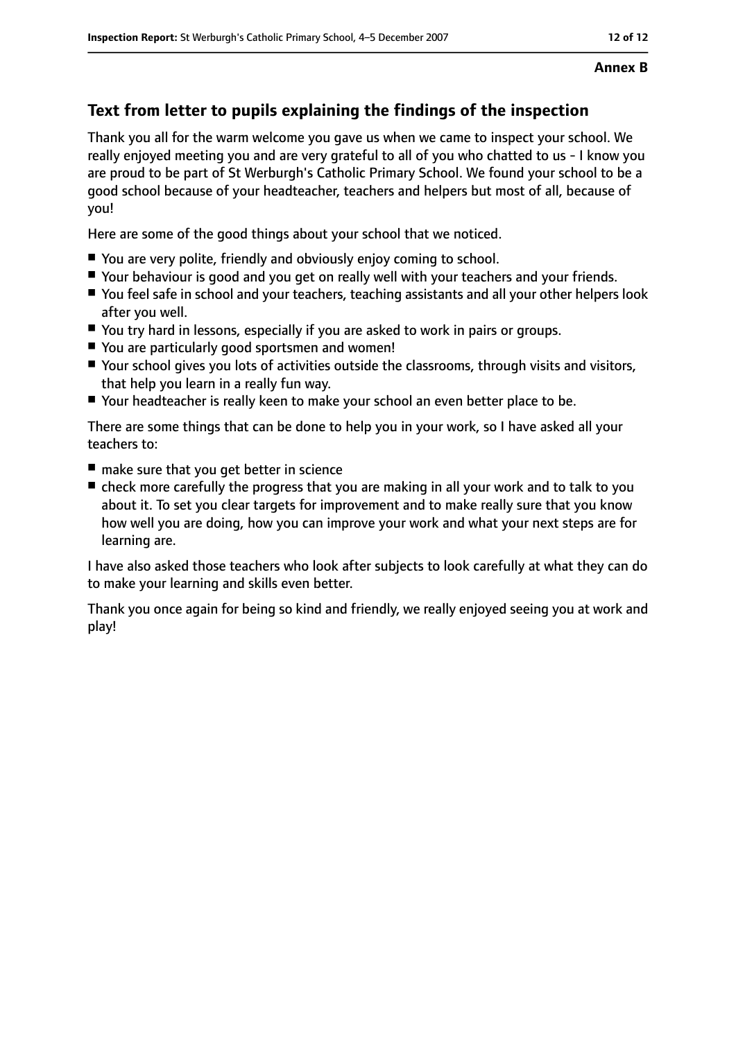**Annex B**

## Text from letter to pupils explaining the findings of the inspection

Thank you all for the warm welcome you gave us when we came to inspect your school. We really enjoyed meeting you and are very grateful to all of you who chatted to us - I know you are proud to be part of St Werburgh's Catholic Primary School. We found your school to be a good school because of your headteacher, teachers and helpers but most of all, because of you!

Here are some of the good things about your school that we noticed.

- You are very polite, friendly and obviously enjoy coming to school.
- Your behaviour is good and you get on really well with your teachers and your friends.
- You feel safe in school and your teachers, teaching assistants and all your other helpers look after you well.
- You try hard in lessons, especially if you are asked to work in pairs or groups.
- You are particularly good sportsmen and women!
- Your school gives you lots of activities outside the classrooms, through visits and visitors, that help you learn in a really fun way.
- Your headteacher is really keen to make your school an even better place to be.

There are some things that can be done to help you in your work, so I have asked all your teachers to:

- make sure that you get better in science
- check more carefully the progress that you are making in all your work and to talk to you about it. To set you clear targets for improvement and to make really sure that you know how well you are doing, how you can improve your work and what your next steps are for learning are.

I have also asked those teachers who look after subjects to look carefully at what they can do to make your learning and skills even better.

Thank you once again for being so kind and friendly, we really enjoyed seeing you at work and play!